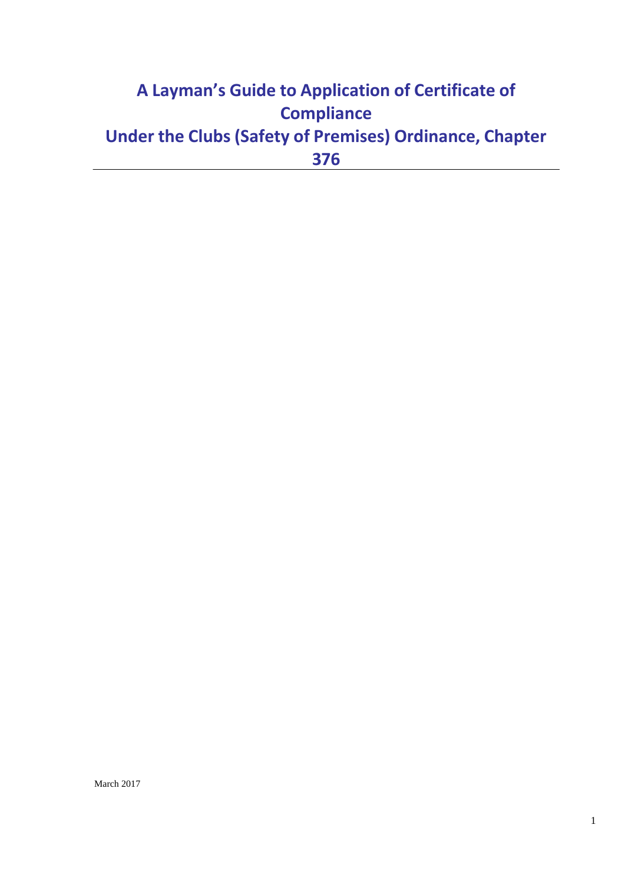# A Layman's Guide to Application of Certificate of Compliance Under the Clubs (Safety of Premises) Ordinance, Chapter 376

March 2017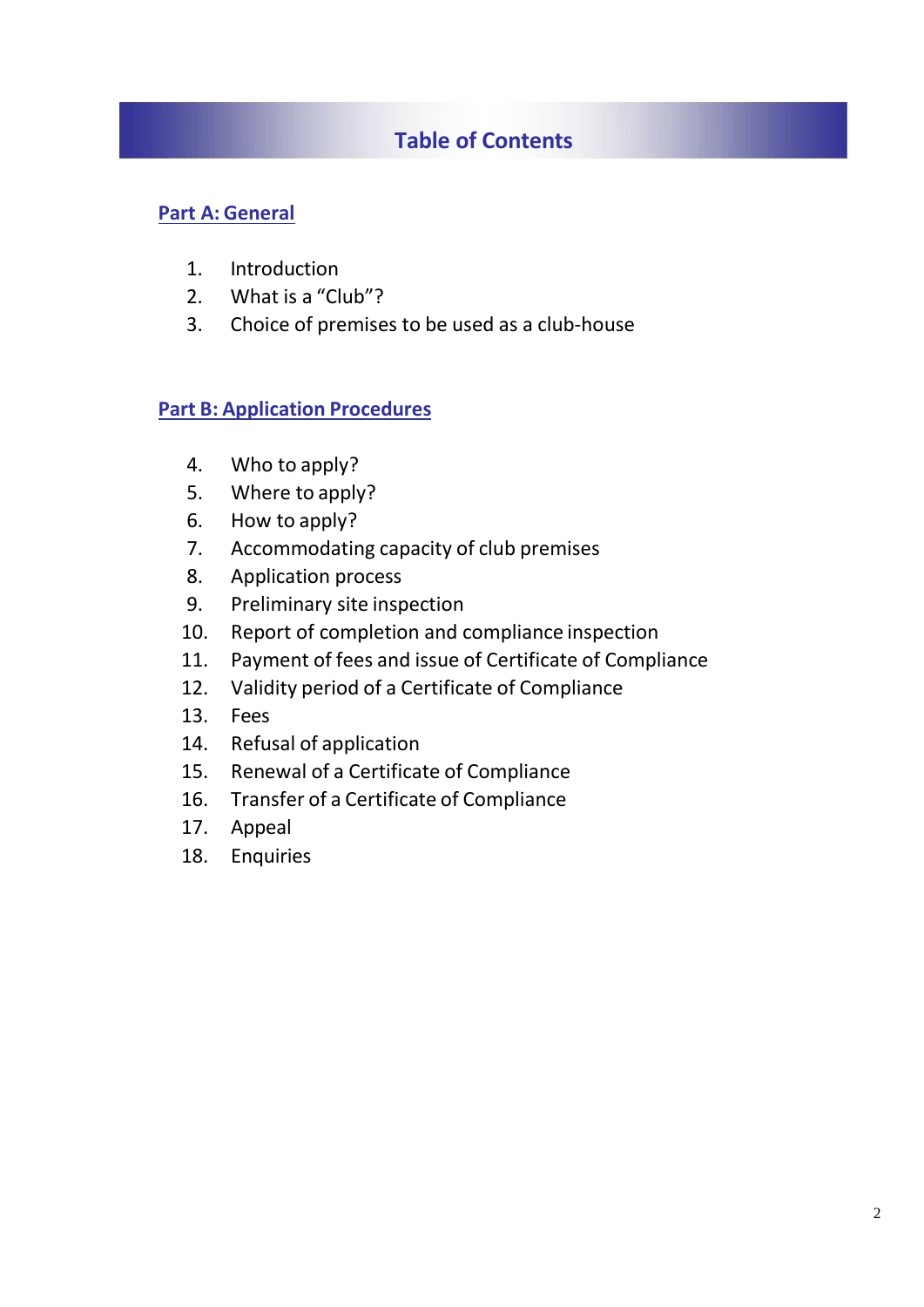# Table of Contents

## Part A: General

1. Introduction
2. What is a "Club"?
3. Choice of premises to be used as a club-house

## Part B: Application Procedures

4. Who to apply?
5. Where to apply?
6. How to apply?
7. Accommodating capacity of club premises
8. Application process
9. Preliminary site inspection
10. Report of completion and compliance inspection
11. Payment of fees and issue of Certificate of Compliance
12. Validity period of a Certificate of Compliance
13. Fees
14. Refusal of application
15. Renewal of a Certificate of Compliance
16. Transfer of a Certificate of Compliance
17. Appeal
18. Enquiries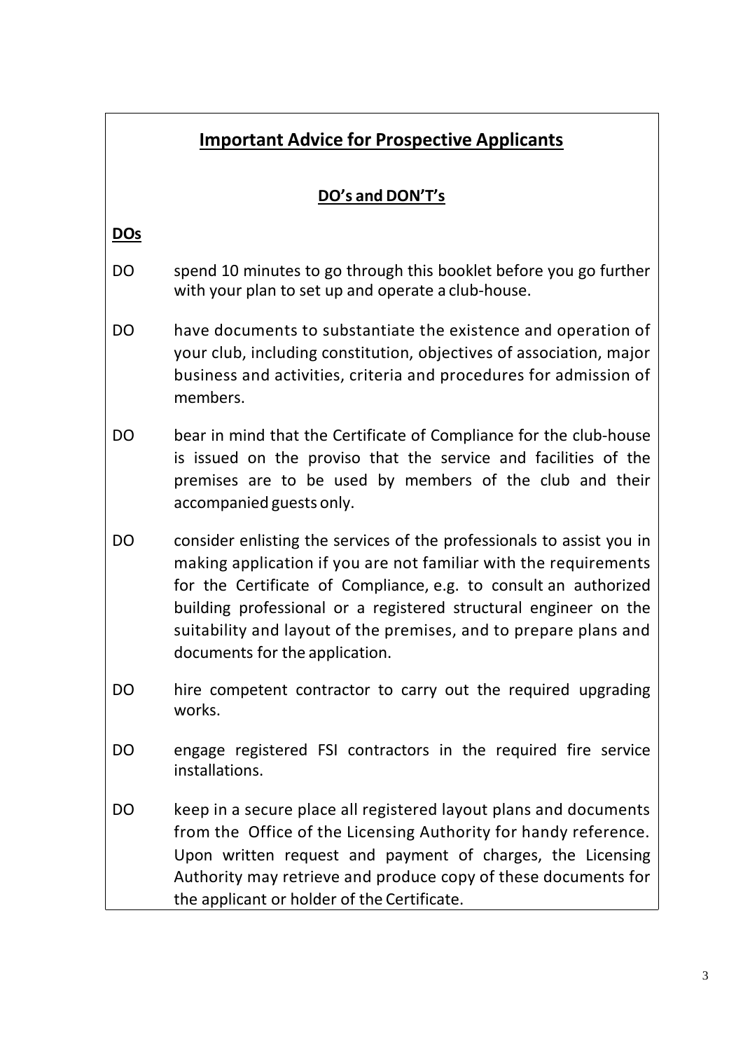## Important Advice for Prospective Applicants

### DO's and DON'T's

**DOs**

DO spend 10 minutes to go through this booklet before you go further with your plan to set up and operate a club-house.

DO have documents to substantiate the existence and operation of your club, including constitution, objectives of association, major business and activities, criteria and procedures for admission of members.

DO bear in mind that the Certificate of Compliance for the club-house is issued on the proviso that the service and facilities of the premises are to be used by members of the club and their accompanied guests only.

DO consider enlisting the services of the professionals to assist you in making application if you are not familiar with the requirements for the Certificate of Compliance, e.g. to consult an authorized building professional or a registered structural engineer on the suitability and layout of the premises, and to prepare plans and documents for the application.

DO hire competent contractor to carry out the required upgrading works.

DO engage registered FSI contractors in the required fire service installations.

DO keep in a secure place all registered layout plans and documents from the Office of the Licensing Authority for handy reference. Upon written request and payment of charges, the Licensing Authority may retrieve and produce copy of these documents for the applicant or holder of the Certificate.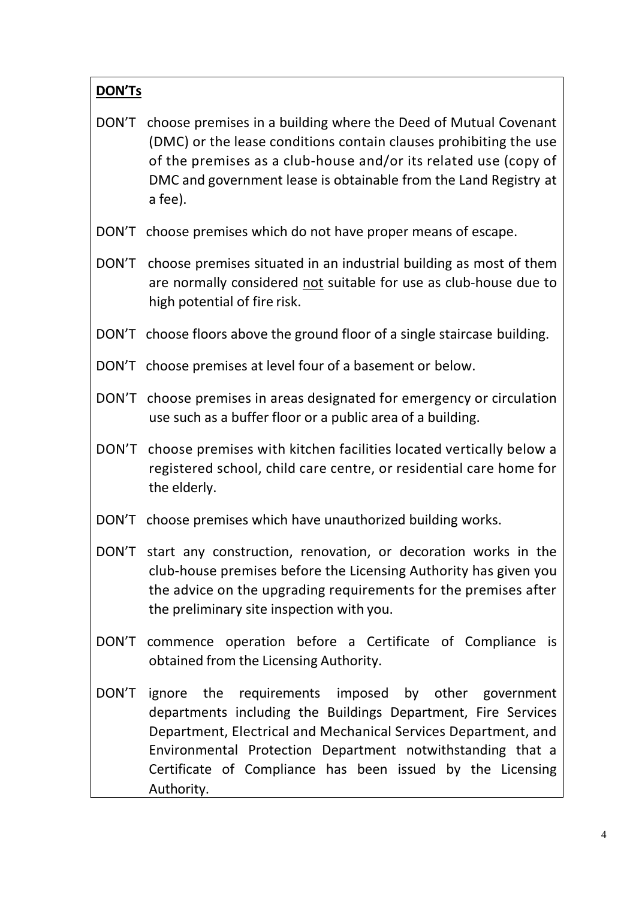**DON'Ts**

DON'T choose premises in a building where the Deed of Mutual Covenant (DMC) or the lease conditions contain clauses prohibiting the use of the premises as a club-house and/or its related use (copy of DMC and government lease is obtainable from the Land Registry at a fee).

DON'T choose premises which do not have proper means of escape.

DON'T choose premises situated in an industrial building as most of them are normally considered not suitable for use as club-house due to high potential of fire risk.

DON'T choose floors above the ground floor of a single staircase building.

DON'T choose premises at level four of a basement or below.

DON'T choose premises in areas designated for emergency or circulation use such as a buffer floor or a public area of a building.

DON'T choose premises with kitchen facilities located vertically below a registered school, child care centre, or residential care home for the elderly.

DON'T choose premises which have unauthorized building works.

DON'T start any construction, renovation, or decoration works in the club-house premises before the Licensing Authority has given you the advice on the upgrading requirements for the premises after the preliminary site inspection with you.

DON'T commence operation before a Certificate of Compliance is obtained from the Licensing Authority.

DON'T ignore the requirements imposed by other government departments including the Buildings Department, Fire Services Department, Electrical and Mechanical Services Department, and Environmental Protection Department notwithstanding that a Certificate of Compliance has been issued by the Licensing Authority.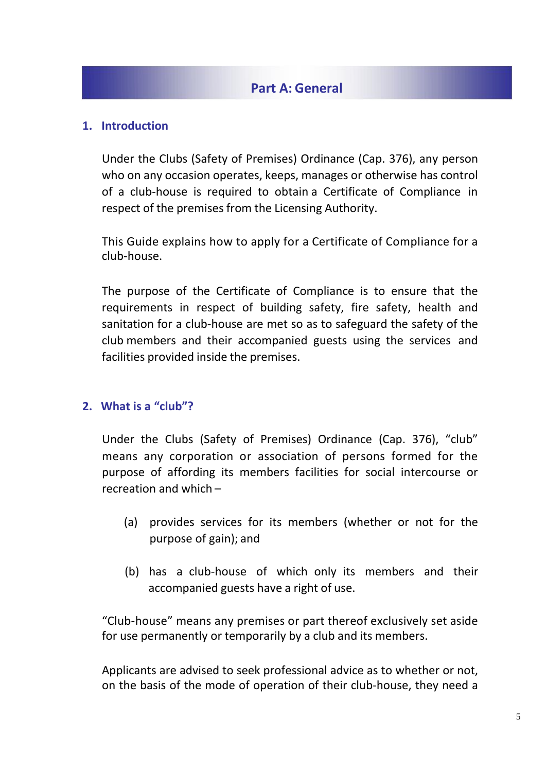# Part A: General

## 1. Introduction

Under the Clubs (Safety of Premises) Ordinance (Cap. 376), any person who on any occasion operates, keeps, manages or otherwise has control of a club-house is required to obtain a Certificate of Compliance in respect of the premises from the Licensing Authority.

This Guide explains how to apply for a Certificate of Compliance for a club-house.

The purpose of the Certificate of Compliance is to ensure that the requirements in respect of building safety, fire safety, health and sanitation for a club-house are met so as to safeguard the safety of the club members and their accompanied guests using the services and facilities provided inside the premises.

## 2. What is a "club"?

Under the Clubs (Safety of Premises) Ordinance (Cap. 376), "club" means any corporation or association of persons formed for the purpose of affording its members facilities for social intercourse or recreation and which –

(a) provides services for its members (whether or not for the purpose of gain); and

(b) has a club-house of which only its members and their accompanied guests have a right of use.

"Club-house" means any premises or part thereof exclusively set aside for use permanently or temporarily by a club and its members.

Applicants are advised to seek professional advice as to whether or not, on the basis of the mode of operation of their club-house, they need a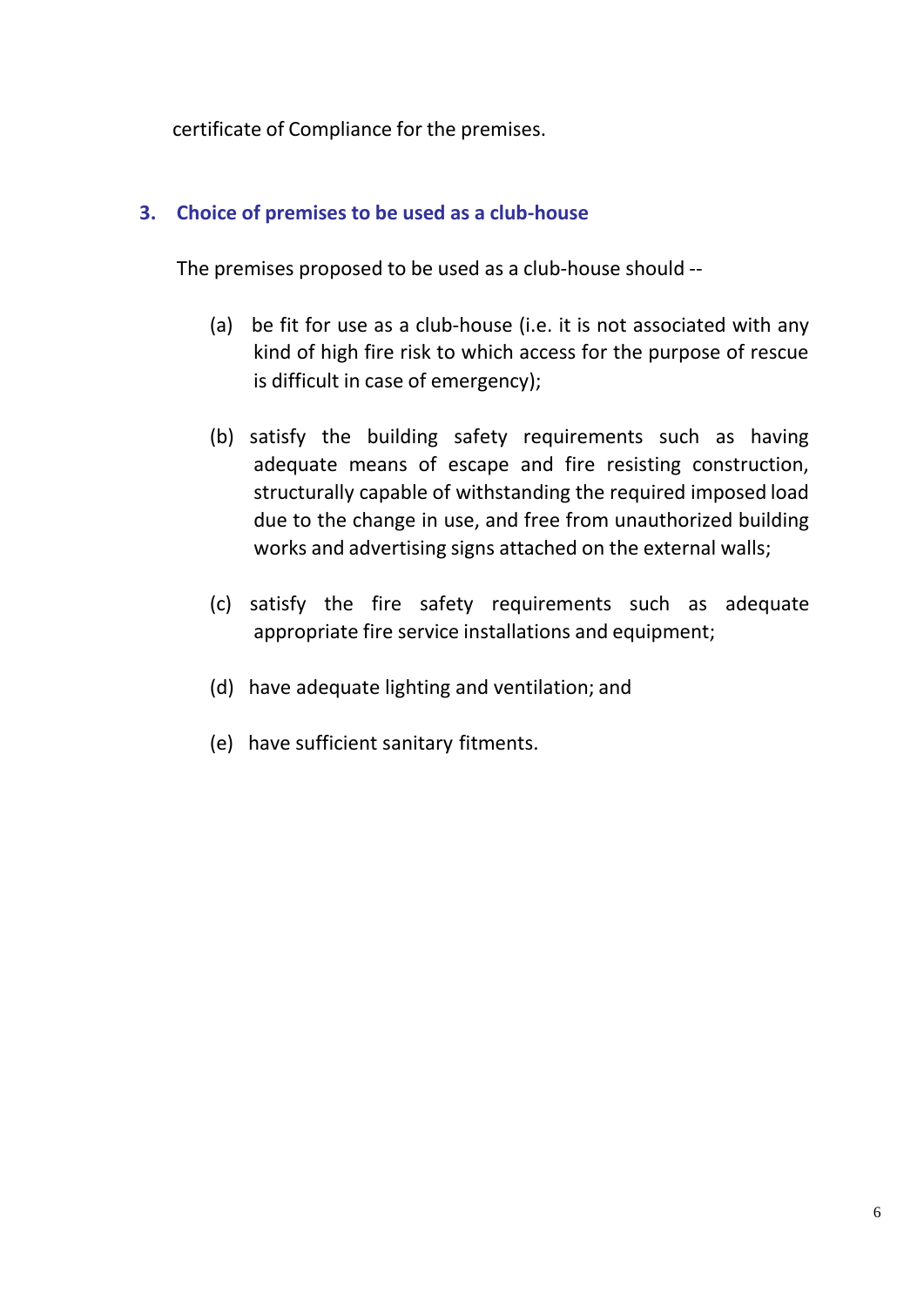certificate of Compliance for the premises.

## 3. Choice of premises to be used as a club-house

The premises proposed to be used as a club-house should --

(a) be fit for use as a club-house (i.e. it is not associated with any kind of high fire risk to which access for the purpose of rescue is difficult in case of emergency);

(b) satisfy the building safety requirements such as having adequate means of escape and fire resisting construction, structurally capable of withstanding the required imposed load due to the change in use, and free from unauthorized building works and advertising signs attached on the external walls;

(c) satisfy the fire safety requirements such as adequate appropriate fire service installations and equipment;

(d) have adequate lighting and ventilation; and

(e) have sufficient sanitary fitments.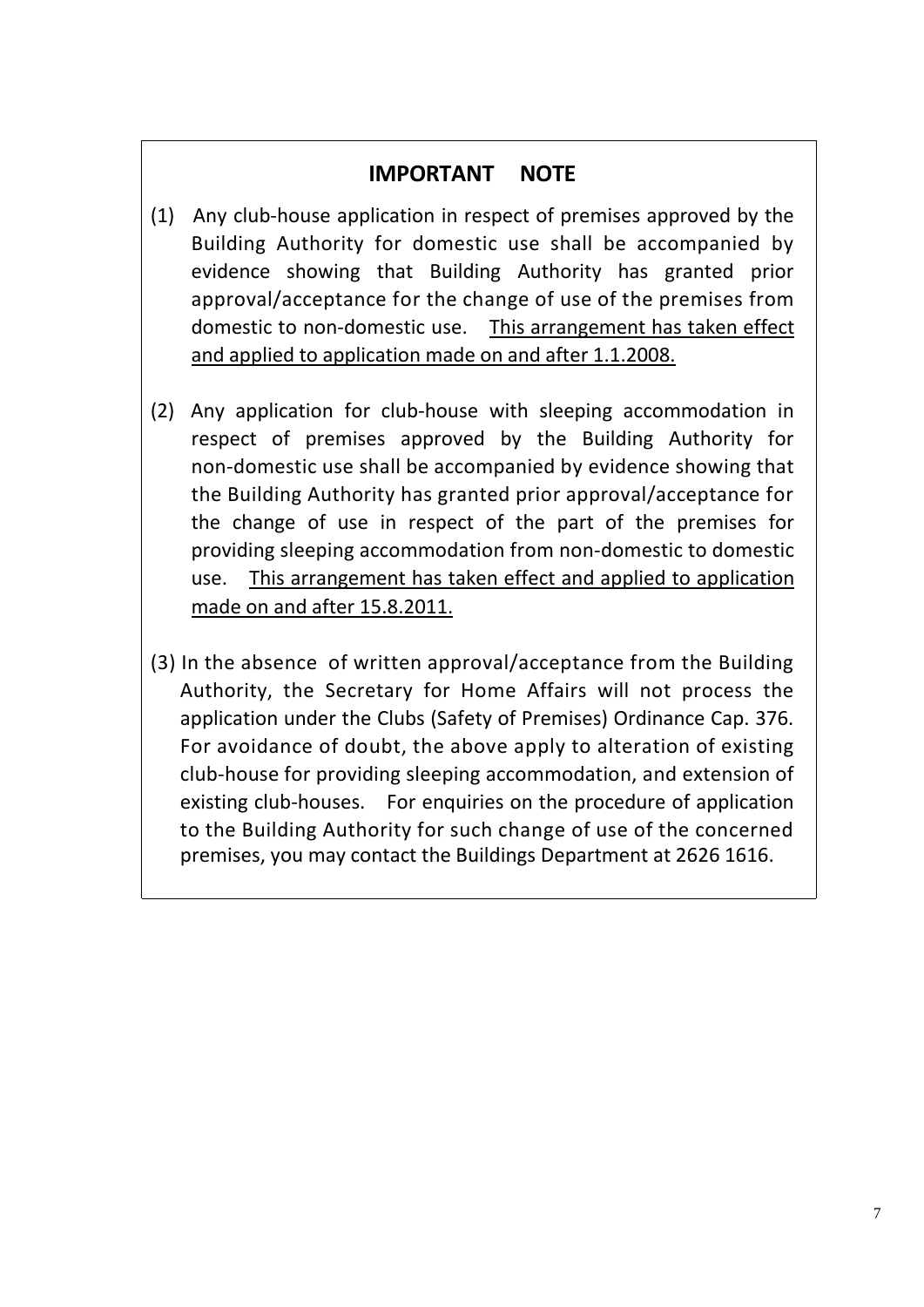## IMPORTANT NOTE

(1) Any club-house application in respect of premises approved by the Building Authority for domestic use shall be accompanied by evidence showing that Building Authority has granted prior approval/acceptance for the change of use of the premises from domestic to non-domestic use. <u>This arrangement has taken effect and applied to application made on and after 1.1.2008.</u>

(2) Any application for club-house with sleeping accommodation in respect of premises approved by the Building Authority for non-domestic use shall be accompanied by evidence showing that the Building Authority has granted prior approval/acceptance for the change of use in respect of the part of the premises for providing sleeping accommodation from non-domestic to domestic use. <u>This arrangement has taken effect and applied to application made on and after 15.8.2011.</u>

(3) In the absence of written approval/acceptance from the Building Authority, the Secretary for Home Affairs will not process the application under the Clubs (Safety of Premises) Ordinance Cap. 376. For avoidance of doubt, the above apply to alteration of existing club-house for providing sleeping accommodation, and extension of existing club-houses. For enquiries on the procedure of application to the Building Authority for such change of use of the concerned premises, you may contact the Buildings Department at 2626 1616.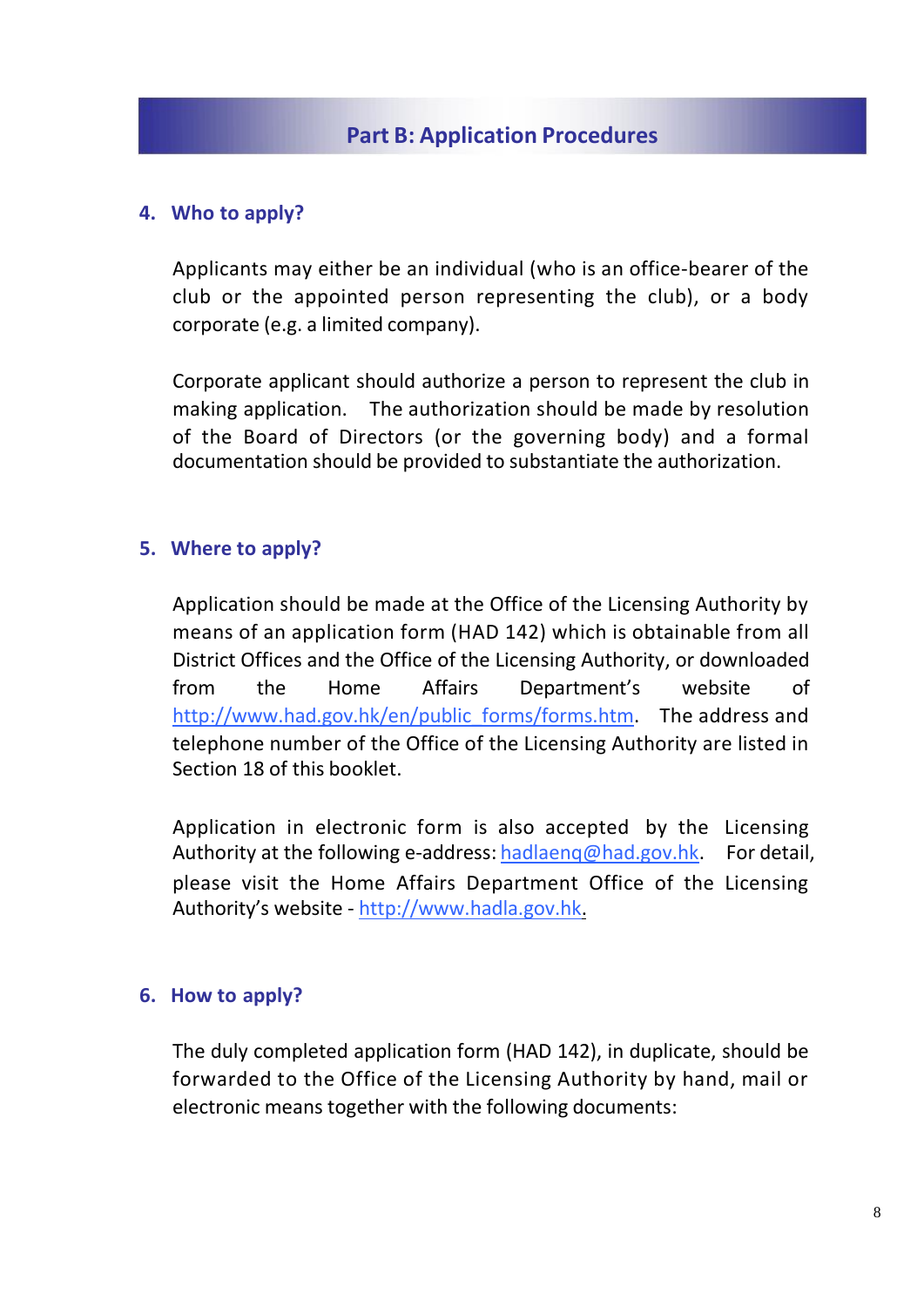## Part B: Application Procedures

### 4. Who to apply?

Applicants may either be an individual (who is an office-bearer of the club or the appointed person representing the club), or a body corporate (e.g. a limited company).

Corporate applicant should authorize a person to represent the club in making application. The authorization should be made by resolution of the Board of Directors (or the governing body) and a formal documentation should be provided to substantiate the authorization.

### 5. Where to apply?

Application should be made at the Office of the Licensing Authority by means of an application form (HAD 142) which is obtainable from all District Offices and the Office of the Licensing Authority, or downloaded from the Home Affairs Department's website of http://www.had.gov.hk/en/public_forms/forms.htm. The address and telephone number of the Office of the Licensing Authority are listed in Section 18 of this booklet.

Application in electronic form is also accepted by the Licensing Authority at the following e-address: hadlaenq@had.gov.hk. For detail, please visit the Home Affairs Department Office of the Licensing Authority's website - http://www.hadla.gov.hk.

### 6. How to apply?

The duly completed application form (HAD 142), in duplicate, should be forwarded to the Office of the Licensing Authority by hand, mail or electronic means together with the following documents: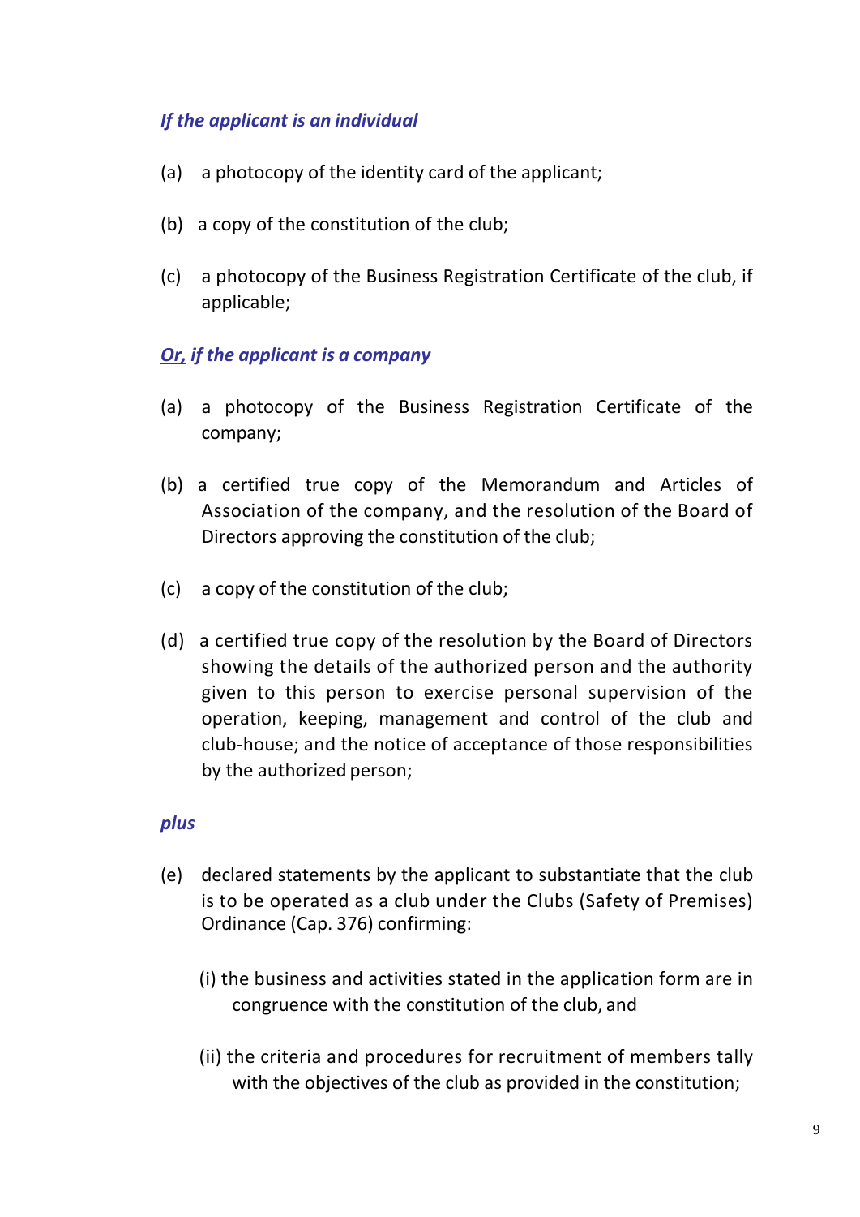***If the applicant is an individual***

(a) a photocopy of the identity card of the applicant;

(b) a copy of the constitution of the club;

(c) a photocopy of the Business Registration Certificate of the club, if applicable;

***Or, if the applicant is a company***

(a) a photocopy of the Business Registration Certificate of the company;

(b) a certified true copy of the Memorandum and Articles of Association of the company, and the resolution of the Board of Directors approving the constitution of the club;

(c) a copy of the constitution of the club;

(d) a certified true copy of the resolution by the Board of Directors showing the details of the authorized person and the authority given to this person to exercise personal supervision of the operation, keeping, management and control of the club and club-house; and the notice of acceptance of those responsibilities by the authorized person;

***plus***

(e) declared statements by the applicant to substantiate that the club is to be operated as a club under the Clubs (Safety of Premises) Ordinance (Cap. 376) confirming:

(i) the business and activities stated in the application form are in congruence with the constitution of the club, and

(ii) the criteria and procedures for recruitment of members tally with the objectives of the club as provided in the constitution;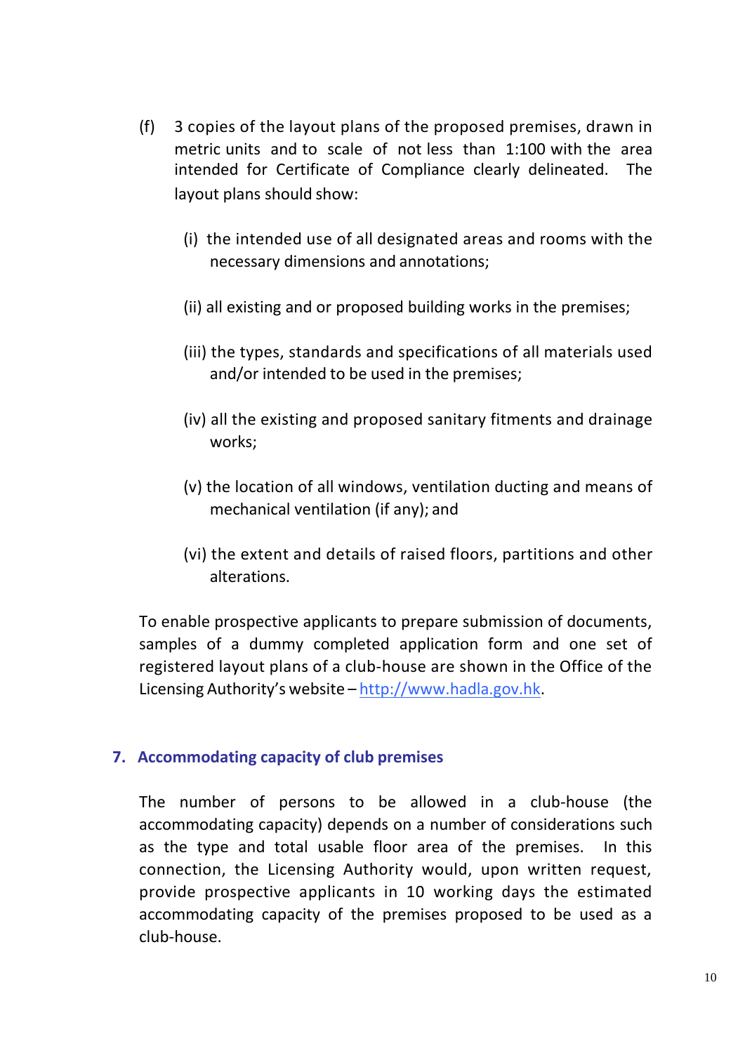(f) 3 copies of the layout plans of the proposed premises, drawn in metric units and to scale of not less than 1:100 with the area intended for Certificate of Compliance clearly delineated. The layout plans should show:

  (i) the intended use of all designated areas and rooms with the necessary dimensions and annotations;

  (ii) all existing and or proposed building works in the premises;

  (iii) the types, standards and specifications of all materials used and/or intended to be used in the premises;

  (iv) all the existing and proposed sanitary fitments and drainage works;

  (v) the location of all windows, ventilation ducting and means of mechanical ventilation (if any); and

  (vi) the extent and details of raised floors, partitions and other alterations.

To enable prospective applicants to prepare submission of documents, samples of a dummy completed application form and one set of registered layout plans of a club-house are shown in the Office of the Licensing Authority's website – http://www.hadla.gov.hk.

## 7. Accommodating capacity of club premises

The number of persons to be allowed in a club-house (the accommodating capacity) depends on a number of considerations such as the type and total usable floor area of the premises. In this connection, the Licensing Authority would, upon written request, provide prospective applicants in 10 working days the estimated accommodating capacity of the premises proposed to be used as a club-house.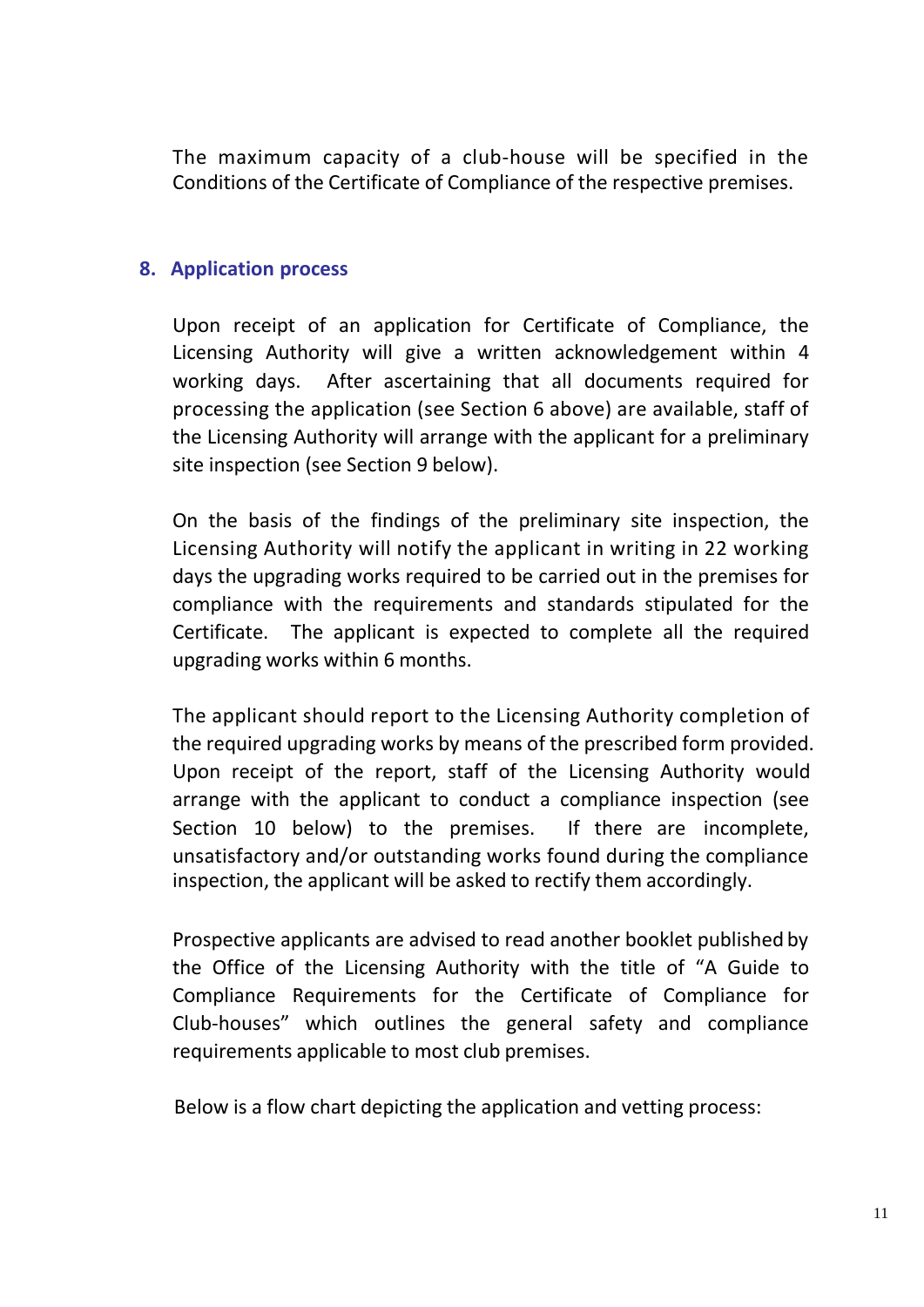The maximum capacity of a club-house will be specified in the Conditions of the Certificate of Compliance of the respective premises.

## 8. Application process

Upon receipt of an application for Certificate of Compliance, the Licensing Authority will give a written acknowledgement within 4 working days. After ascertaining that all documents required for processing the application (see Section 6 above) are available, staff of the Licensing Authority will arrange with the applicant for a preliminary site inspection (see Section 9 below).

On the basis of the findings of the preliminary site inspection, the Licensing Authority will notify the applicant in writing in 22 working days the upgrading works required to be carried out in the premises for compliance with the requirements and standards stipulated for the Certificate. The applicant is expected to complete all the required upgrading works within 6 months.

The applicant should report to the Licensing Authority completion of the required upgrading works by means of the prescribed form provided. Upon receipt of the report, staff of the Licensing Authority would arrange with the applicant to conduct a compliance inspection (see Section 10 below) to the premises. If there are incomplete, unsatisfactory and/or outstanding works found during the compliance inspection, the applicant will be asked to rectify them accordingly.

Prospective applicants are advised to read another booklet published by the Office of the Licensing Authority with the title of "A Guide to Compliance Requirements for the Certificate of Compliance for Club-houses" which outlines the general safety and compliance requirements applicable to most club premises.

Below is a flow chart depicting the application and vetting process: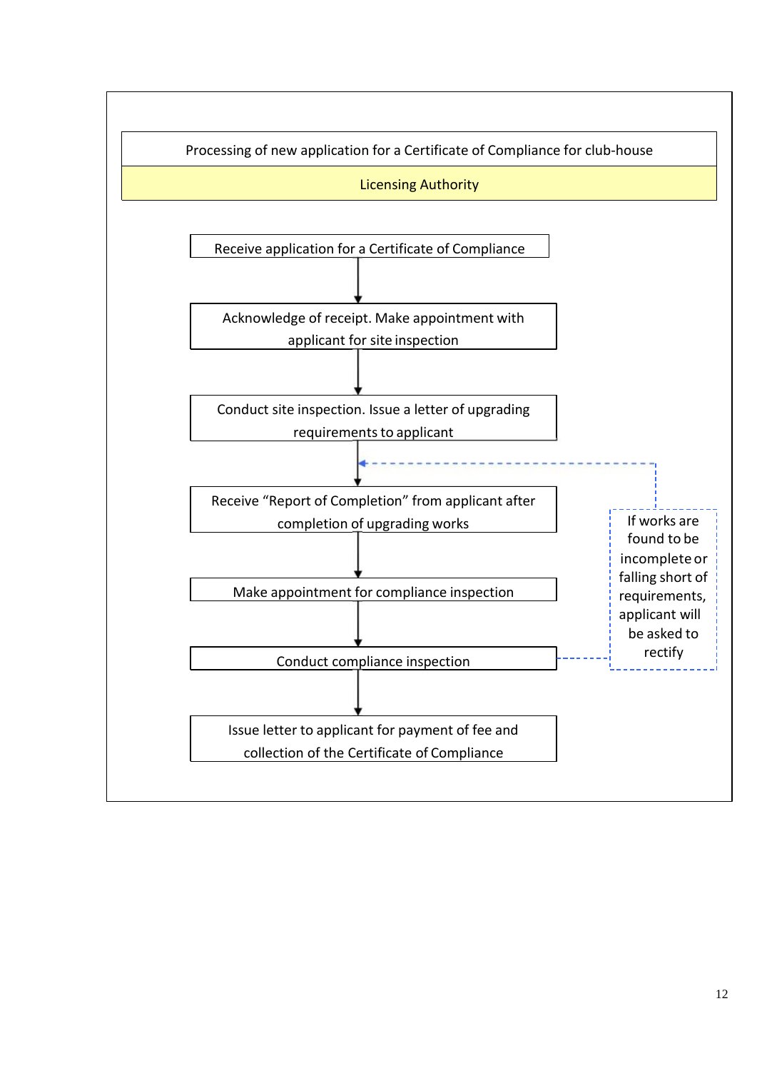| Processing of new application for a Certificate of Compliance for club-house |
| --- |
| Licensing Authority |

Receive application for a Certificate of Compliance

↓

Acknowledge of receipt. Make appointment with applicant for site inspection

↓

Conduct site inspection. Issue a letter of upgrading requirements to applicant

↓

Receive "Report of Completion" from applicant after completion of upgrading works

↓

Make appointment for compliance inspection

↓

Conduct compliance inspection

↓

Issue letter to applicant for payment of fee and collection of the Certificate of Compliance

If works are found to be incomplete or falling short of requirements, applicant will be asked to rectify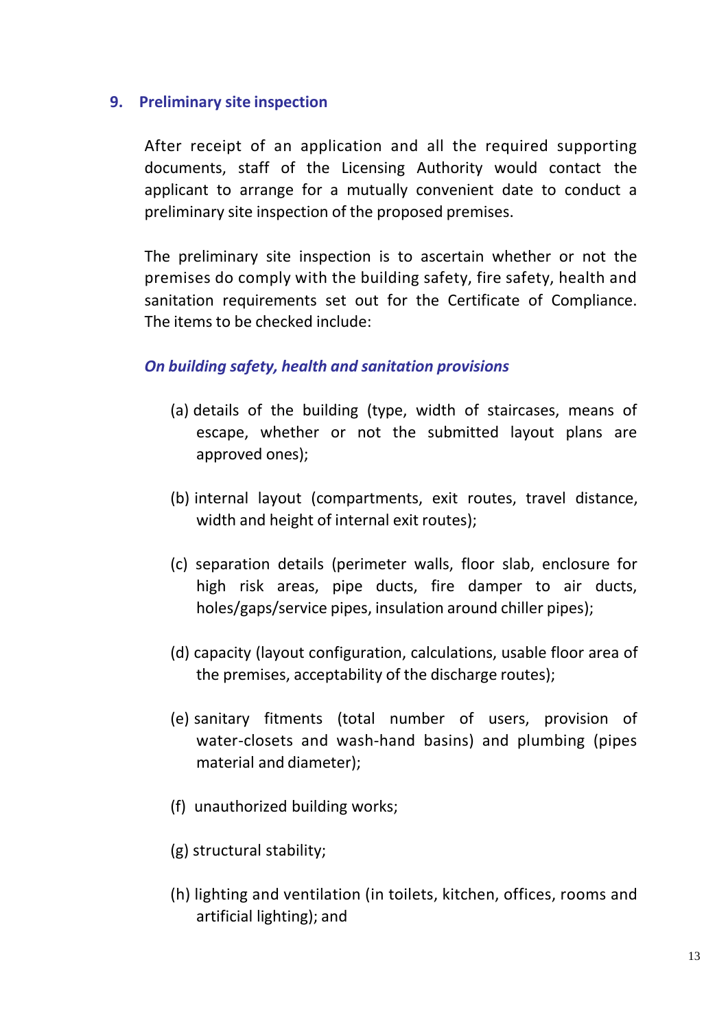## 9. Preliminary site inspection

After receipt of an application and all the required supporting documents, staff of the Licensing Authority would contact the applicant to arrange for a mutually convenient date to conduct a preliminary site inspection of the proposed premises.

The preliminary site inspection is to ascertain whether or not the premises do comply with the building safety, fire safety, health and sanitation requirements set out for the Certificate of Compliance. The items to be checked include:

***On building safety, health and sanitation provisions***

(a) details of the building (type, width of staircases, means of escape, whether or not the submitted layout plans are approved ones);

(b) internal layout (compartments, exit routes, travel distance, width and height of internal exit routes);

(c) separation details (perimeter walls, floor slab, enclosure for high risk areas, pipe ducts, fire damper to air ducts, holes/gaps/service pipes, insulation around chiller pipes);

(d) capacity (layout configuration, calculations, usable floor area of the premises, acceptability of the discharge routes);

(e) sanitary fitments (total number of users, provision of water-closets and wash-hand basins) and plumbing (pipes material and diameter);

(f) unauthorized building works;

(g) structural stability;

(h) lighting and ventilation (in toilets, kitchen, offices, rooms and artificial lighting); and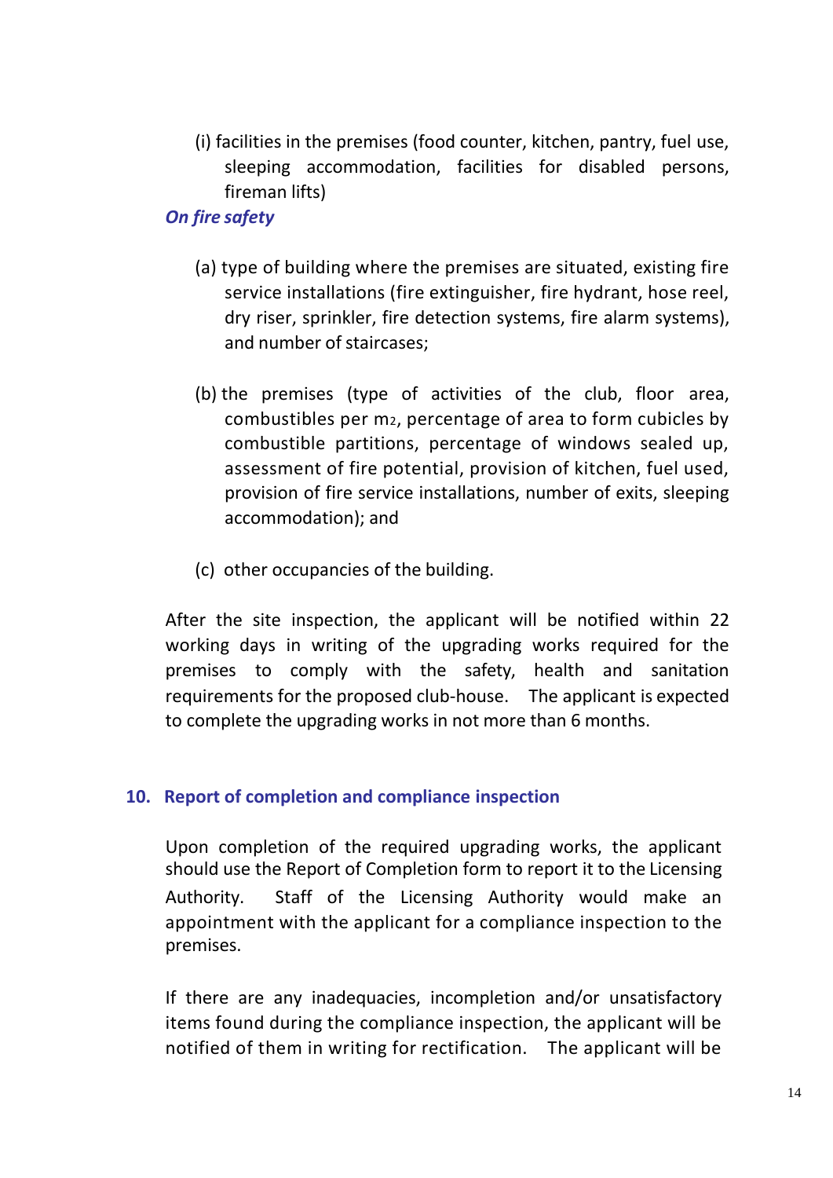(i) facilities in the premises (food counter, kitchen, pantry, fuel use, sleeping accommodation, facilities for disabled persons, fireman lifts)

***On fire safety***

(a) type of building where the premises are situated, existing fire service installations (fire extinguisher, fire hydrant, hose reel, dry riser, sprinkler, fire detection systems, fire alarm systems), and number of staircases;

(b) the premises (type of activities of the club, floor area, combustibles per $m_2$, percentage of area to form cubicles by combustible partitions, percentage of windows sealed up, assessment of fire potential, provision of kitchen, fuel used, provision of fire service installations, number of exits, sleeping accommodation); and

(c) other occupancies of the building.

After the site inspection, the applicant will be notified within 22 working days in writing of the upgrading works required for the premises to comply with the safety, health and sanitation requirements for the proposed club-house. The applicant is expected to complete the upgrading works in not more than 6 months.

## 10. Report of completion and compliance inspection

Upon completion of the required upgrading works, the applicant should use the Report of Completion form to report it to the Licensing Authority. Staff of the Licensing Authority would make an appointment with the applicant for a compliance inspection to the premises.

If there are any inadequacies, incompletion and/or unsatisfactory items found during the compliance inspection, the applicant will be notified of them in writing for rectification. The applicant will be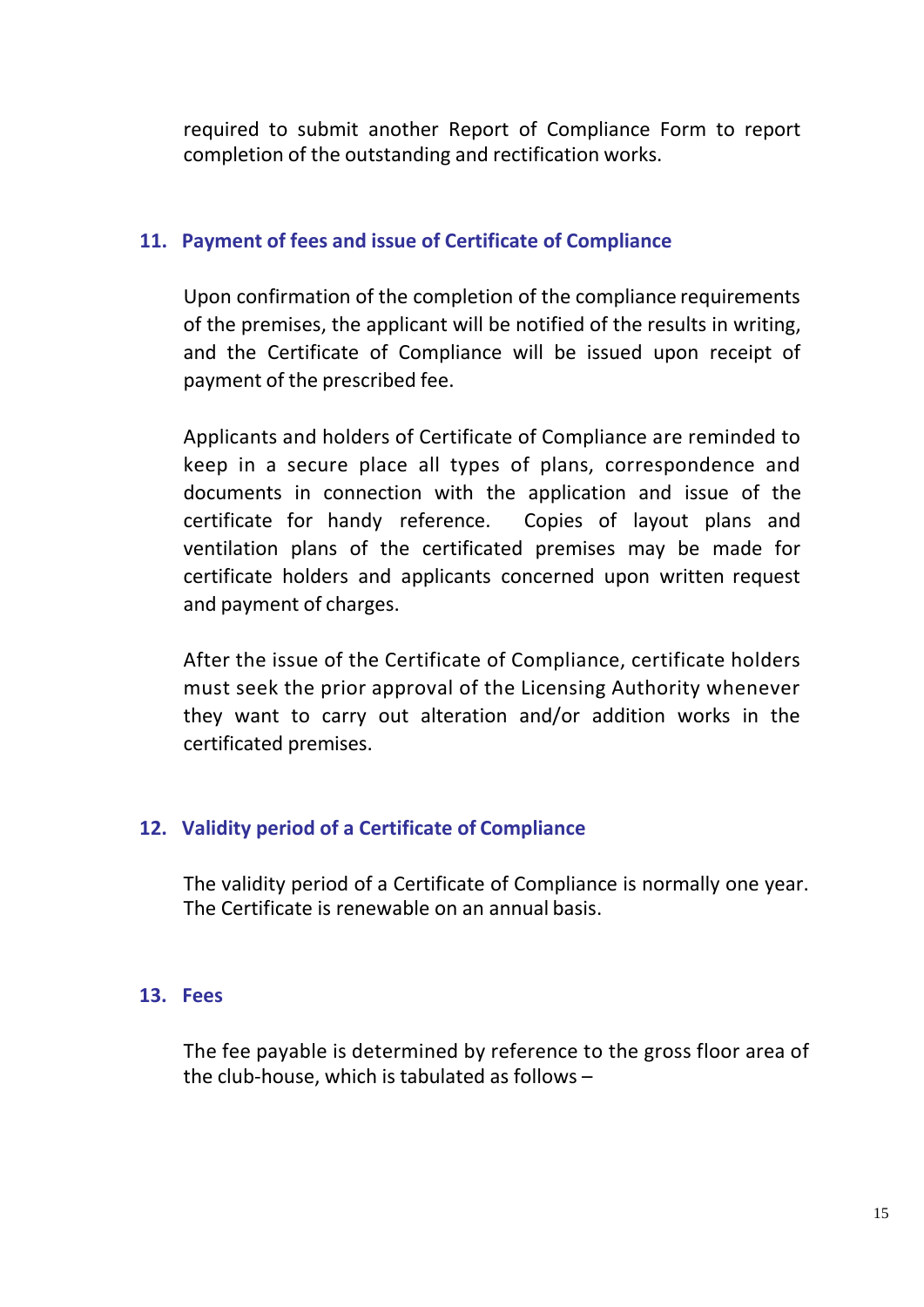required to submit another Report of Compliance Form to report completion of the outstanding and rectification works.

## 11. Payment of fees and issue of Certificate of Compliance

Upon confirmation of the completion of the compliance requirements of the premises, the applicant will be notified of the results in writing, and the Certificate of Compliance will be issued upon receipt of payment of the prescribed fee.

Applicants and holders of Certificate of Compliance are reminded to keep in a secure place all types of plans, correspondence and documents in connection with the application and issue of the certificate for handy reference. Copies of layout plans and ventilation plans of the certificated premises may be made for certificate holders and applicants concerned upon written request and payment of charges.

After the issue of the Certificate of Compliance, certificate holders must seek the prior approval of the Licensing Authority whenever they want to carry out alteration and/or addition works in the certificated premises.

## 12. Validity period of a Certificate of Compliance

The validity period of a Certificate of Compliance is normally one year. The Certificate is renewable on an annual basis.

## 13. Fees

The fee payable is determined by reference to the gross floor area of the club-house, which is tabulated as follows –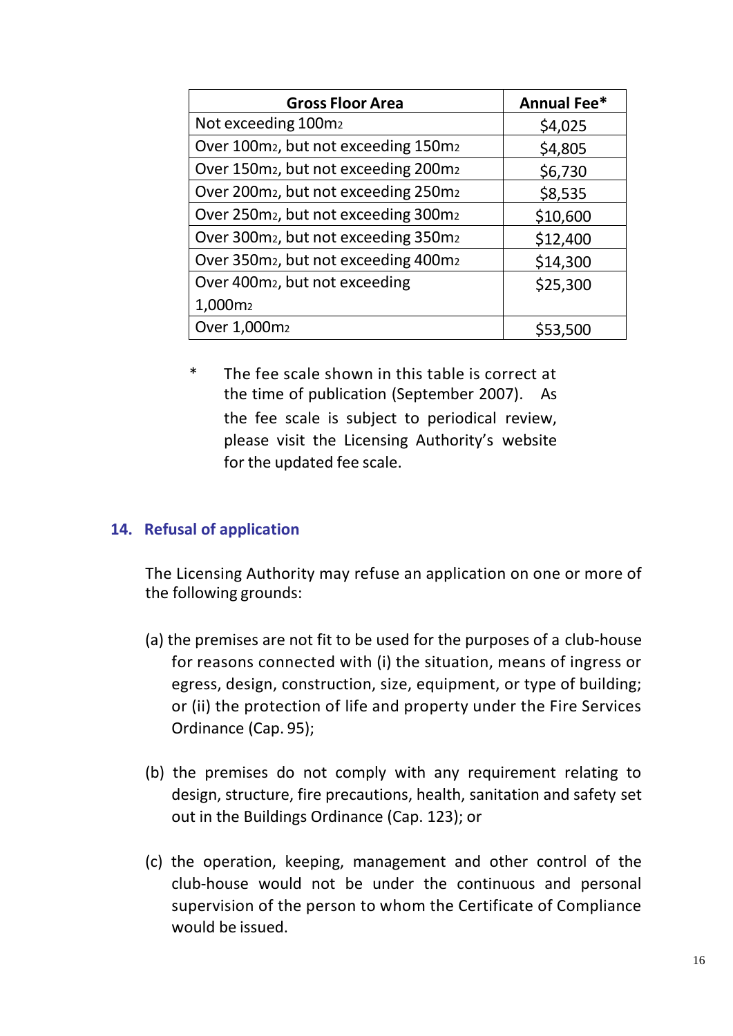| Gross Floor Area | Annual Fee* |
| --- | --- |
| Not exceeding 100m$^2$ | \$4,025 |
| Over 100m$^2$, but not exceeding 150m$^2$ | \$4,805 |
| Over 150m$^2$, but not exceeding 200m$^2$ | \$6,730 |
| Over 200m$^2$, but not exceeding 250m$^2$ | \$8,535 |
| Over 250m$^2$, but not exceeding 300m$^2$ | \$10,600 |
| Over 300m$^2$, but not exceeding 350m$^2$ | \$12,400 |
| Over 350m$^2$, but not exceeding 400m$^2$ | \$14,300 |
| Over 400m$^2$, but not exceeding 1,000m$^2$ | \$25,300 |
| Over 1,000m$^2$ | \$53,500 |

\* The fee scale shown in this table is correct at the time of publication (September 2007). As the fee scale is subject to periodical review, please visit the Licensing Authority's website for the updated fee scale.

## 14. Refusal of application

The Licensing Authority may refuse an application on one or more of the following grounds:

(a) the premises are not fit to be used for the purposes of a club-house for reasons connected with (i) the situation, means of ingress or egress, design, construction, size, equipment, or type of building; or (ii) the protection of life and property under the Fire Services Ordinance (Cap. 95);

(b) the premises do not comply with any requirement relating to design, structure, fire precautions, health, sanitation and safety set out in the Buildings Ordinance (Cap. 123); or

(c) the operation, keeping, management and other control of the club-house would not be under the continuous and personal supervision of the person to whom the Certificate of Compliance would be issued.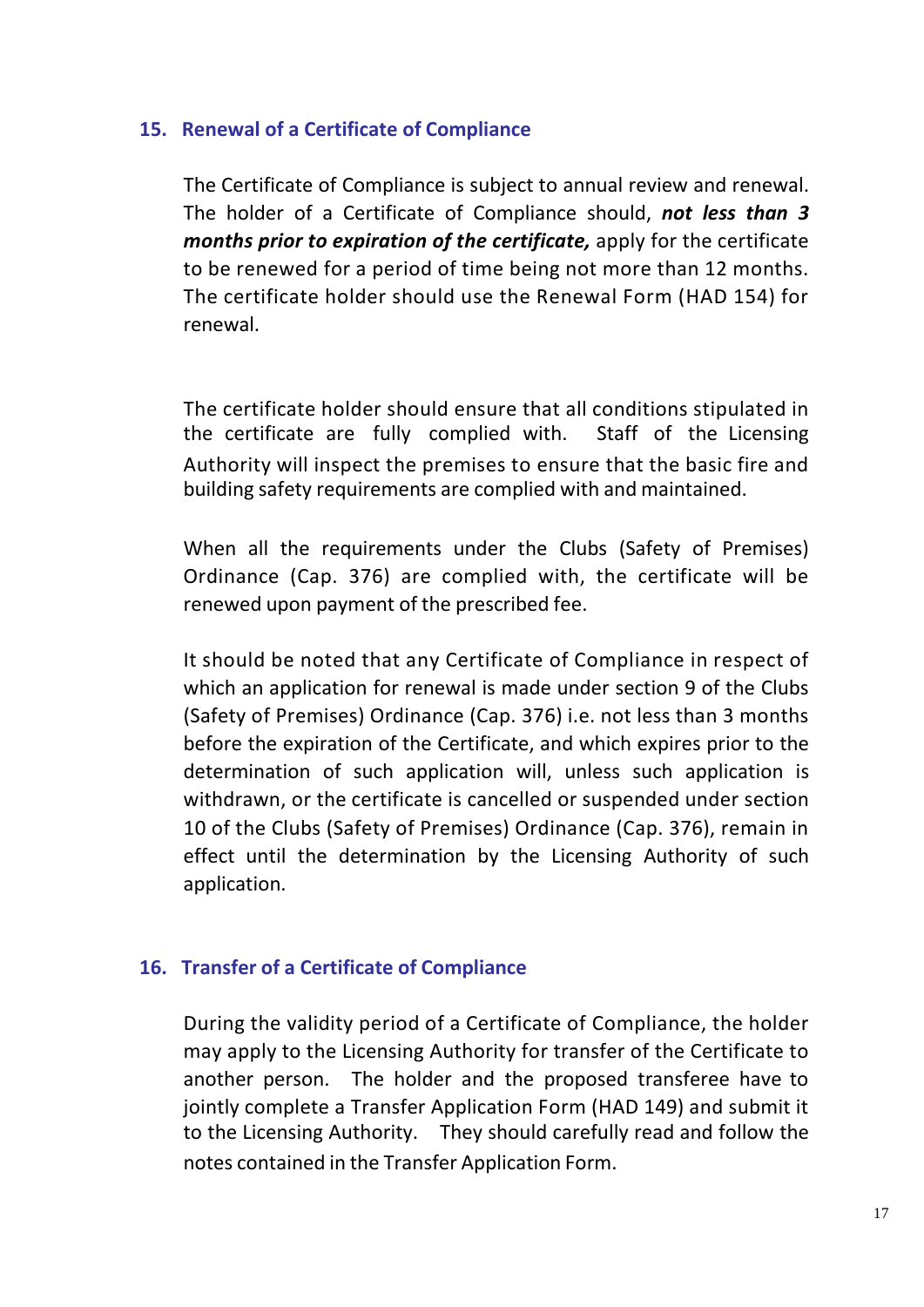## 15. Renewal of a Certificate of Compliance

The Certificate of Compliance is subject to annual review and renewal. The holder of a Certificate of Compliance should, ***not less than 3 months prior to expiration of the certificate,*** apply for the certificate to be renewed for a period of time being not more than 12 months. The certificate holder should use the Renewal Form (HAD 154) for renewal.

The certificate holder should ensure that all conditions stipulated in the certificate are fully complied with. Staff of the Licensing Authority will inspect the premises to ensure that the basic fire and building safety requirements are complied with and maintained.

When all the requirements under the Clubs (Safety of Premises) Ordinance (Cap. 376) are complied with, the certificate will be renewed upon payment of the prescribed fee.

It should be noted that any Certificate of Compliance in respect of which an application for renewal is made under section 9 of the Clubs (Safety of Premises) Ordinance (Cap. 376) i.e. not less than 3 months before the expiration of the Certificate, and which expires prior to the determination of such application will, unless such application is withdrawn, or the certificate is cancelled or suspended under section 10 of the Clubs (Safety of Premises) Ordinance (Cap. 376), remain in effect until the determination by the Licensing Authority of such application.

## 16. Transfer of a Certificate of Compliance

During the validity period of a Certificate of Compliance, the holder may apply to the Licensing Authority for transfer of the Certificate to another person. The holder and the proposed transferee have to jointly complete a Transfer Application Form (HAD 149) and submit it to the Licensing Authority. They should carefully read and follow the notes contained in the Transfer Application Form.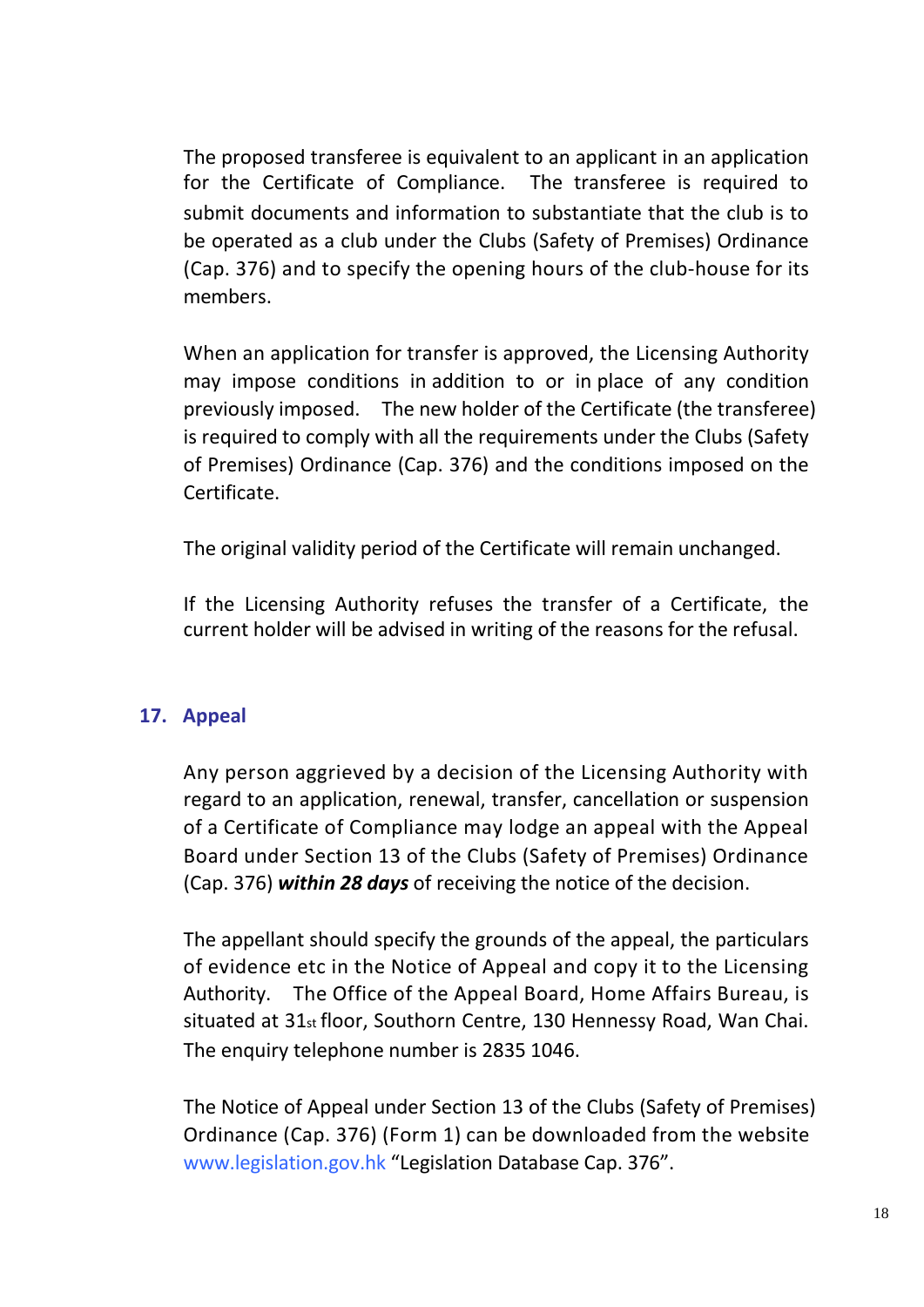The proposed transferee is equivalent to an applicant in an application for the Certificate of Compliance. The transferee is required to submit documents and information to substantiate that the club is to be operated as a club under the Clubs (Safety of Premises) Ordinance (Cap. 376) and to specify the opening hours of the club-house for its members.

When an application for transfer is approved, the Licensing Authority may impose conditions in addition to or in place of any condition previously imposed. The new holder of the Certificate (the transferee) is required to comply with all the requirements under the Clubs (Safety of Premises) Ordinance (Cap. 376) and the conditions imposed on the Certificate.

The original validity period of the Certificate will remain unchanged.

If the Licensing Authority refuses the transfer of a Certificate, the current holder will be advised in writing of the reasons for the refusal.

## 17. Appeal

Any person aggrieved by a decision of the Licensing Authority with regard to an application, renewal, transfer, cancellation or suspension of a Certificate of Compliance may lodge an appeal with the Appeal Board under Section 13 of the Clubs (Safety of Premises) Ordinance (Cap. 376) ***within 28 days*** of receiving the notice of the decision.

The appellant should specify the grounds of the appeal, the particulars of evidence etc in the Notice of Appeal and copy it to the Licensing Authority. The Office of the Appeal Board, Home Affairs Bureau, is situated at 31st floor, Southorn Centre, 130 Hennessy Road, Wan Chai. The enquiry telephone number is 2835 1046.

The Notice of Appeal under Section 13 of the Clubs (Safety of Premises) Ordinance (Cap. 376) (Form 1) can be downloaded from the website www.legislation.gov.hk "Legislation Database Cap. 376".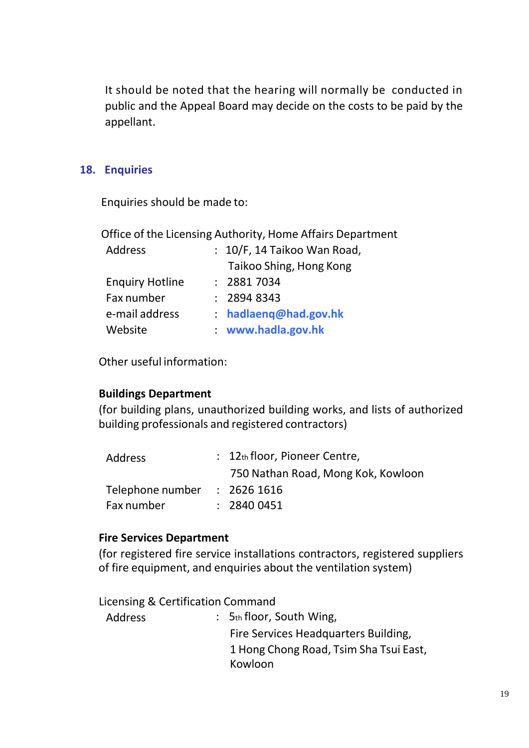It should be noted that the hearing will normally be conducted in public and the Appeal Board may decide on the costs to be paid by the appellant.

## 18. Enquiries

Enquiries should be made to:

Office of the Licensing Authority, Home Affairs Department

| | | |
|---|---|---|
| Address | : | 10/F, 14 Taikoo Wan Road, Taikoo Shing, Hong Kong |
| Enquiry Hotline | : | 2881 7034 |
| Fax number | : | 2894 8343 |
| e-mail address | : | **hadlaenq@had.gov.hk** |
| Website | : | **www.hadla.gov.hk** |

Other useful information:

**Buildings Department**

(for building plans, unauthorized building works, and lists of authorized building professionals and registered contractors)

| | | |
|---|---|---|
| Address | : | 12th floor, Pioneer Centre, 750 Nathan Road, Mong Kok, Kowloon |
| Telephone number | : | 2626 1616 |
| Fax number | : | 2840 0451 |

**Fire Services Department**

(for registered fire service installations contractors, registered suppliers of fire equipment, and enquiries about the ventilation system)

Licensing & Certification Command

| | | |
|---|---|---|
| Address | : | 5th floor, South Wing, Fire Services Headquarters Building, 1 Hong Chong Road, Tsim Sha Tsui East, Kowloon |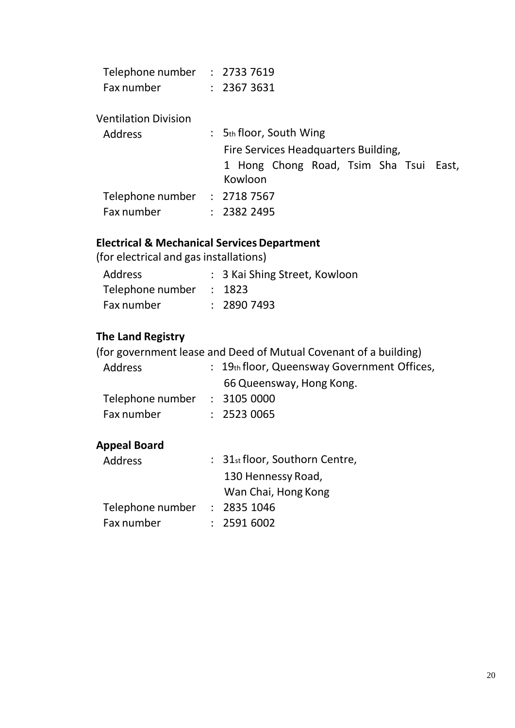Telephone number : 2733 7619
Fax number : 2367 3631

Ventilation Division

Address : 5th floor, South Wing
Fire Services Headquarters Building,
1 Hong Chong Road, Tsim Sha Tsui East, Kowloon

Telephone number : 2718 7567
Fax number : 2382 2495

**Electrical & Mechanical Services Department**

(for electrical and gas installations)

Address : 3 Kai Shing Street, Kowloon
Telephone number : 1823
Fax number : 2890 7493

**The Land Registry**

(for government lease and Deed of Mutual Covenant of a building)

Address : 19th floor, Queensway Government Offices,
66 Queensway, Hong Kong.

Telephone number : 3105 0000
Fax number : 2523 0065

**Appeal Board**

Address : 31st floor, Southorn Centre,
130 Hennessy Road,
Wan Chai, Hong Kong

Telephone number : 2835 1046
Fax number : 2591 6002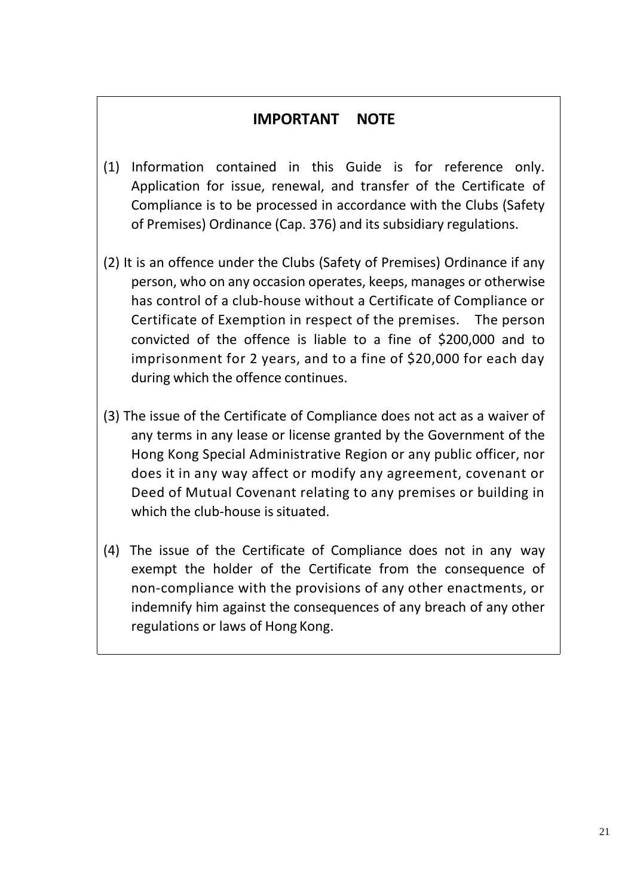## IMPORTANT NOTE

(1) Information contained in this Guide is for reference only. Application for issue, renewal, and transfer of the Certificate of Compliance is to be processed in accordance with the Clubs (Safety of Premises) Ordinance (Cap. 376) and its subsidiary regulations.

(2) It is an offence under the Clubs (Safety of Premises) Ordinance if any person, who on any occasion operates, keeps, manages or otherwise has control of a club-house without a Certificate of Compliance or Certificate of Exemption in respect of the premises. The person convicted of the offence is liable to a fine of $200,000 and to imprisonment for 2 years, and to a fine of $20,000 for each day during which the offence continues.

(3) The issue of the Certificate of Compliance does not act as a waiver of any terms in any lease or license granted by the Government of the Hong Kong Special Administrative Region or any public officer, nor does it in any way affect or modify any agreement, covenant or Deed of Mutual Covenant relating to any premises or building in which the club-house is situated.

(4) The issue of the Certificate of Compliance does not in any way exempt the holder of the Certificate from the consequence of non-compliance with the provisions of any other enactments, or indemnify him against the consequences of any breach of any other regulations or laws of Hong Kong.